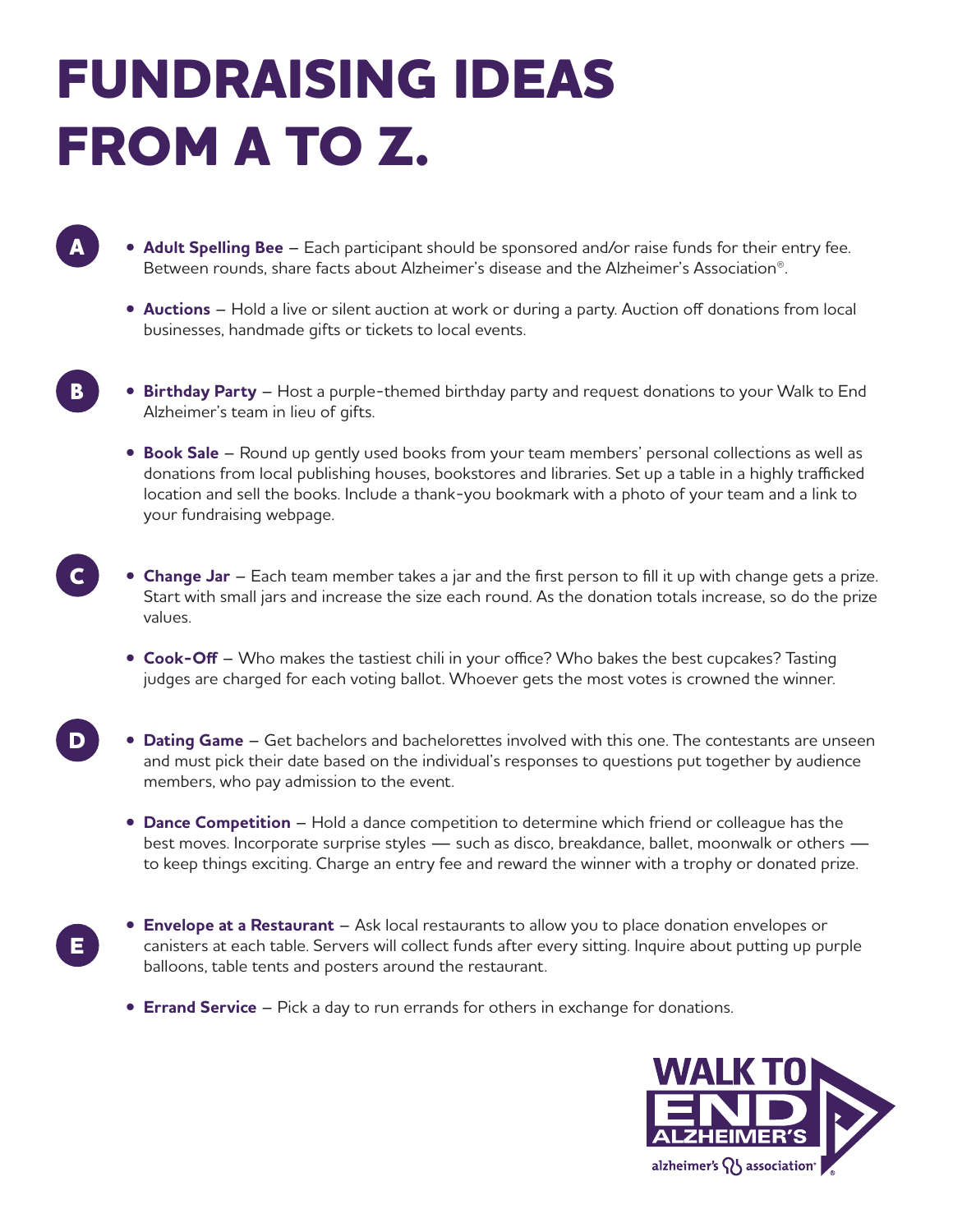# FUNDRAISING IDEAS FROM A TO Z.

## A

- **Adult Spelling Bee** – Each participant should be sponsored and/or raise funds for their entry fee. Between rounds, share facts about Alzheimer's disease and the Alzheimer's Association®.
- **Auctions** – Hold a live or silent auction at work or during a party. Auction off donations from local businesses, handmade gifts or tickets to local events.

## B

- **Birthday Party** – Host a purple-themed birthday party and request donations to your Walk to End Alzheimer's team in lieu of gifts.
- **Book Sale** – Round up gently used books from your team members' personal collections as well as donations from local publishing houses, bookstores and libraries. Set up a table in a highly trafficked location and sell the books. Include a thank-you bookmark with a photo of your team and a link to your fundraising webpage.

## C

- **Change Jar** – Each team member takes a jar and the first person to fill it up with change gets a prize. Start with small jars and increase the size each round. As the donation totals increase, so do the prize values.
- **Cook-Off** – Who makes the tastiest chili in your office? Who bakes the best cupcakes? Tasting judges are charged for each voting ballot. Whoever gets the most votes is crowned the winner.

## D

- **Dating Game** – Get bachelors and bachelorettes involved with this one. The contestants are unseen and must pick their date based on the individual's responses to questions put together by audience members, who pay admission to the event.
- **Dance Competition** – Hold a dance competition to determine which friend or colleague has the best moves. Incorporate surprise styles — such as disco, breakdance, ballet, moonwalk or others — to keep things exciting. Charge an entry fee and reward the winner with a trophy or donated prize.

## E

- **Envelope at a Restaurant** – Ask local restaurants to allow you to place donation envelopes or canisters at each table. Servers will collect funds after every sitting. Inquire about putting up purple balloons, table tents and posters around the restaurant.
- **Errand Service** – Pick a day to run errands for others in exchange for donations.

WALK TO END ALZHEIMER'S
alzheimer's association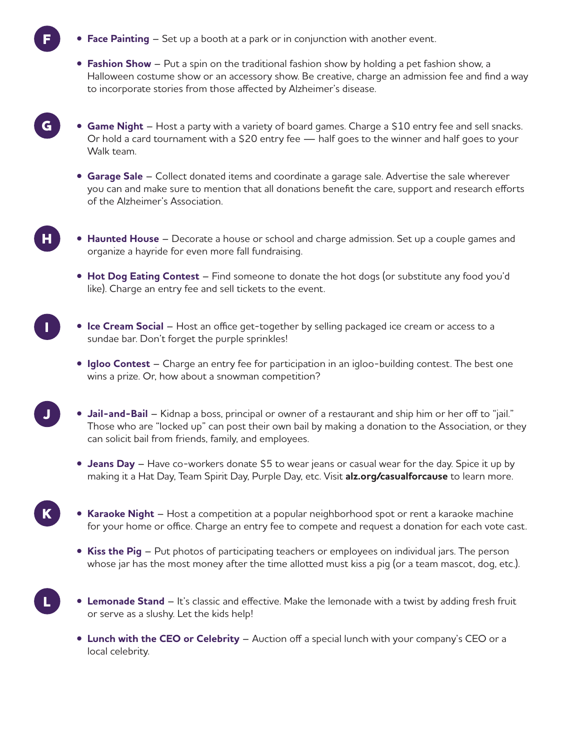## F

- **Face Painting** – Set up a booth at a park or in conjunction with another event.
- **Fashion Show** – Put a spin on the traditional fashion show by holding a pet fashion show, a Halloween costume show or an accessory show. Be creative, charge an admission fee and find a way to incorporate stories from those affected by Alzheimer's disease.

## G

- **Game Night** – Host a party with a variety of board games. Charge a $10 entry fee and sell snacks. Or hold a card tournament with a $20 entry fee — half goes to the winner and half goes to your Walk team.
- **Garage Sale** – Collect donated items and coordinate a garage sale. Advertise the sale wherever you can and make sure to mention that all donations benefit the care, support and research efforts of the Alzheimer's Association.

## H

- **Haunted House** – Decorate a house or school and charge admission. Set up a couple games and organize a hayride for even more fall fundraising.
- **Hot Dog Eating Contest** – Find someone to donate the hot dogs (or substitute any food you'd like). Charge an entry fee and sell tickets to the event.

## I

- **Ice Cream Social** – Host an office get-together by selling packaged ice cream or access to a sundae bar. Don't forget the purple sprinkles!
- **Igloo Contest** – Charge an entry fee for participation in an igloo-building contest. The best one wins a prize. Or, how about a snowman competition?

## J

- **Jail-and-Bail** – Kidnap a boss, principal or owner of a restaurant and ship him or her off to "jail." Those who are "locked up" can post their own bail by making a donation to the Association, or they can solicit bail from friends, family, and employees.
- **Jeans Day** – Have co-workers donate $5 to wear jeans or casual wear for the day. Spice it up by making it a Hat Day, Team Spirit Day, Purple Day, etc. Visit **alz.org/casualforcause** to learn more.

## K

- **Karaoke Night** – Host a competition at a popular neighborhood spot or rent a karaoke machine for your home or office. Charge an entry fee to compete and request a donation for each vote cast.
- **Kiss the Pig** – Put photos of participating teachers or employees on individual jars. The person whose jar has the most money after the time allotted must kiss a pig (or a team mascot, dog, etc.).

## L

- **Lemonade Stand** – It's classic and effective. Make the lemonade with a twist by adding fresh fruit or serve as a slushy. Let the kids help!
- **Lunch with the CEO or Celebrity** – Auction off a special lunch with your company's CEO or a local celebrity.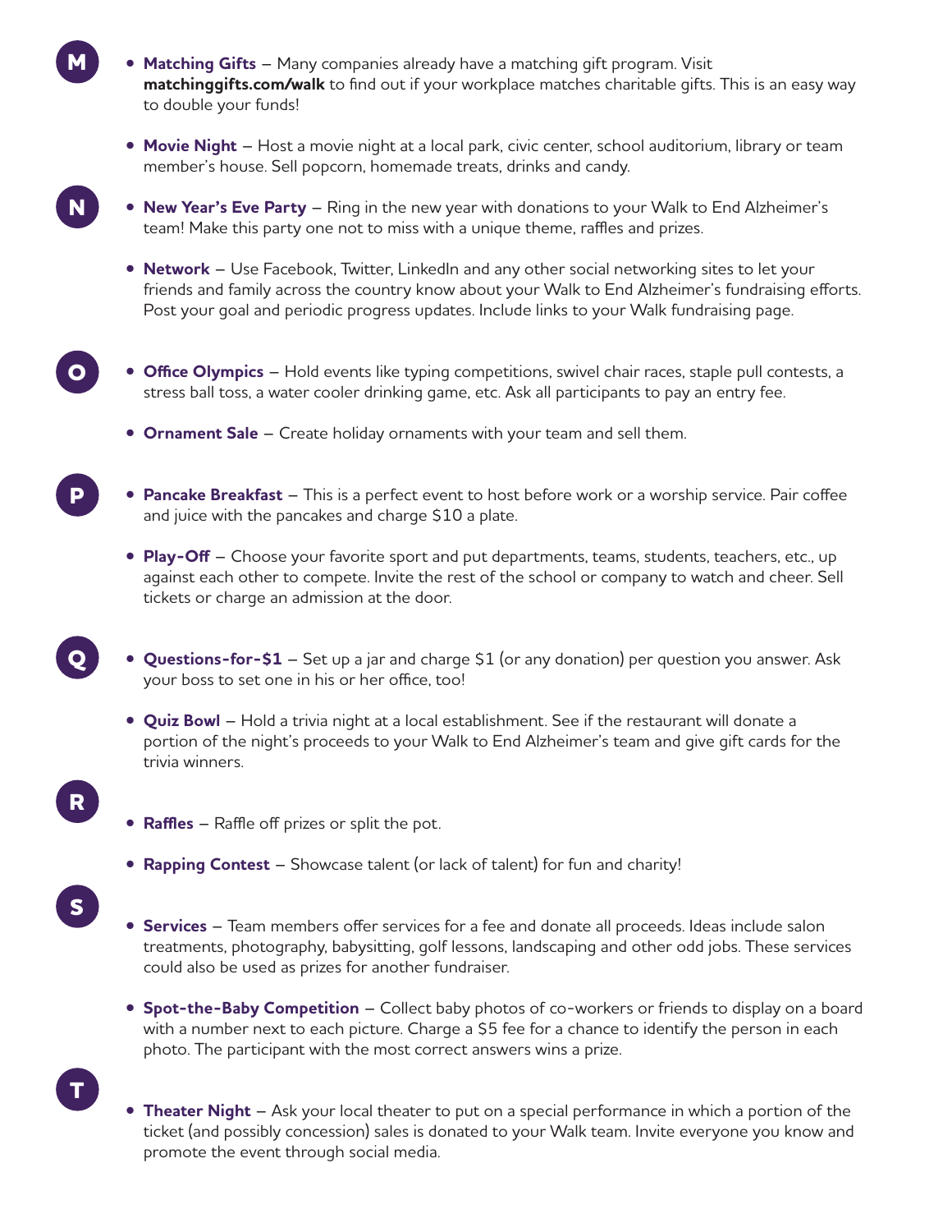## M

- **Matching Gifts** – Many companies already have a matching gift program. Visit **matchinggifts.com/walk** to find out if your workplace matches charitable gifts. This is an easy way to double your funds!
- **Movie Night** – Host a movie night at a local park, civic center, school auditorium, library or team member's house. Sell popcorn, homemade treats, drinks and candy.

## N

- **New Year's Eve Party** – Ring in the new year with donations to your Walk to End Alzheimer's team! Make this party one not to miss with a unique theme, raffles and prizes.
- **Network** – Use Facebook, Twitter, LinkedIn and any other social networking sites to let your friends and family across the country know about your Walk to End Alzheimer's fundraising efforts. Post your goal and periodic progress updates. Include links to your Walk fundraising page.

## O

- **Office Olympics** – Hold events like typing competitions, swivel chair races, staple pull contests, a stress ball toss, a water cooler drinking game, etc. Ask all participants to pay an entry fee.
- **Ornament Sale** – Create holiday ornaments with your team and sell them.

## P

- **Pancake Breakfast** – This is a perfect event to host before work or a worship service. Pair coffee and juice with the pancakes and charge $10 a plate.
- **Play-Off** – Choose your favorite sport and put departments, teams, students, teachers, etc., up against each other to compete. Invite the rest of the school or company to watch and cheer. Sell tickets or charge an admission at the door.

## Q

- **Questions-for-$1** – Set up a jar and charge $1 (or any donation) per question you answer. Ask your boss to set one in his or her office, too!
- **Quiz Bowl** – Hold a trivia night at a local establishment. See if the restaurant will donate a portion of the night's proceeds to your Walk to End Alzheimer's team and give gift cards for the trivia winners.

## R

- **Raffles** – Raffle off prizes or split the pot.
- **Rapping Contest** – Showcase talent (or lack of talent) for fun and charity!

## S

- **Services** – Team members offer services for a fee and donate all proceeds. Ideas include salon treatments, photography, babysitting, golf lessons, landscaping and other odd jobs. These services could also be used as prizes for another fundraiser.
- **Spot-the-Baby Competition** – Collect baby photos of co-workers or friends to display on a board with a number next to each picture. Charge a $5 fee for a chance to identify the person in each photo. The participant with the most correct answers wins a prize.

## T

- **Theater Night** – Ask your local theater to put on a special performance in which a portion of the ticket (and possibly concession) sales is donated to your Walk team. Invite everyone you know and promote the event through social media.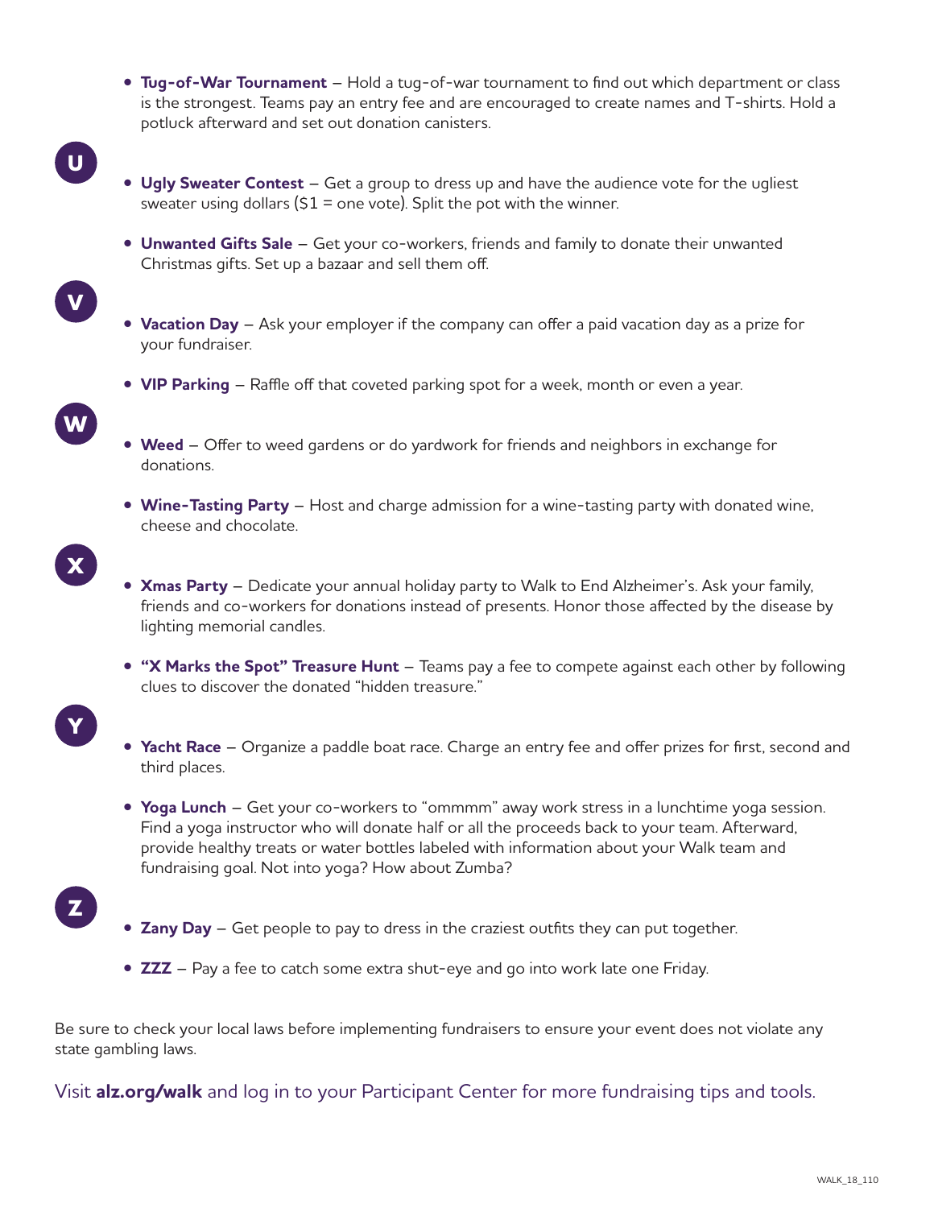- **Tug-of-War Tournament** – Hold a tug-of-war tournament to find out which department or class is the strongest. Teams pay an entry fee and are encouraged to create names and T-shirts. Hold a potluck afterward and set out donation canisters.

## U

- **Ugly Sweater Contest** – Get a group to dress up and have the audience vote for the ugliest sweater using dollars ($1 = one vote). Split the pot with the winner.
- **Unwanted Gifts Sale** – Get your co-workers, friends and family to donate their unwanted Christmas gifts. Set up a bazaar and sell them off.

## V

- **Vacation Day** – Ask your employer if the company can offer a paid vacation day as a prize for your fundraiser.
- **VIP Parking** – Raffle off that coveted parking spot for a week, month or even a year.

## W

- **Weed** – Offer to weed gardens or do yardwork for friends and neighbors in exchange for donations.
- **Wine-Tasting Party** – Host and charge admission for a wine-tasting party with donated wine, cheese and chocolate.

## X

- **Xmas Party** – Dedicate your annual holiday party to Walk to End Alzheimer's. Ask your family, friends and co-workers for donations instead of presents. Honor those affected by the disease by lighting memorial candles.
- **"X Marks the Spot" Treasure Hunt** – Teams pay a fee to compete against each other by following clues to discover the donated "hidden treasure."

## Y

- **Yacht Race** – Organize a paddle boat race. Charge an entry fee and offer prizes for first, second and third places.
- **Yoga Lunch** – Get your co-workers to "ommmm" away work stress in a lunchtime yoga session. Find a yoga instructor who will donate half or all the proceeds back to your team. Afterward, provide healthy treats or water bottles labeled with information about your Walk team and fundraising goal. Not into yoga? How about Zumba?

## Z

- **Zany Day** – Get people to pay to dress in the craziest outfits they can put together.
- **ZZZ** – Pay a fee to catch some extra shut-eye and go into work late one Friday.

Be sure to check your local laws before implementing fundraisers to ensure your event does not violate any state gambling laws.

Visit **alz.org/walk** and log in to your Participant Center for more fundraising tips and tools.

WALK_18_110